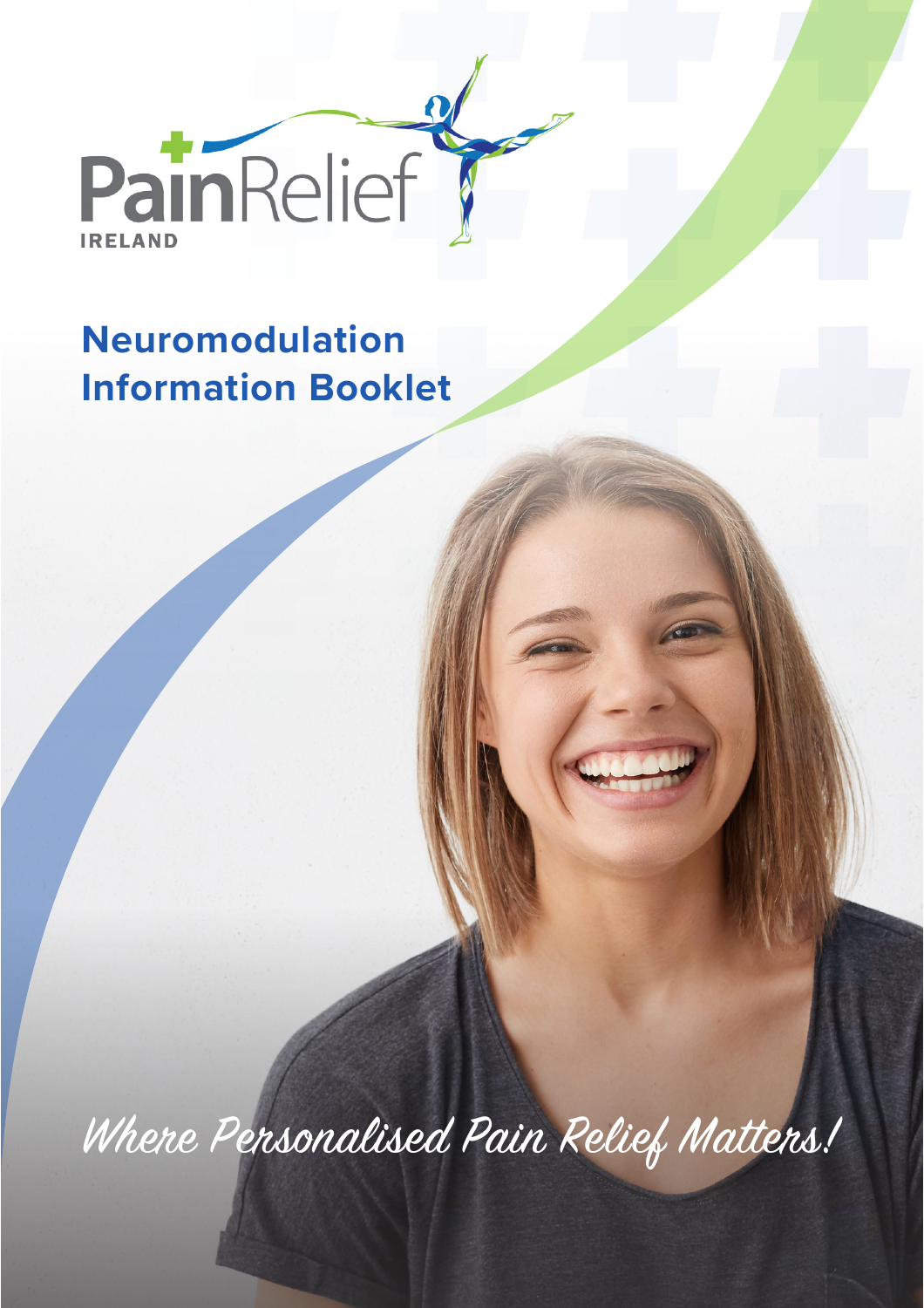PainRelief IRELAND

# Neuromodulation Information Booklet

*Where Personalised Pain Relief Matters!*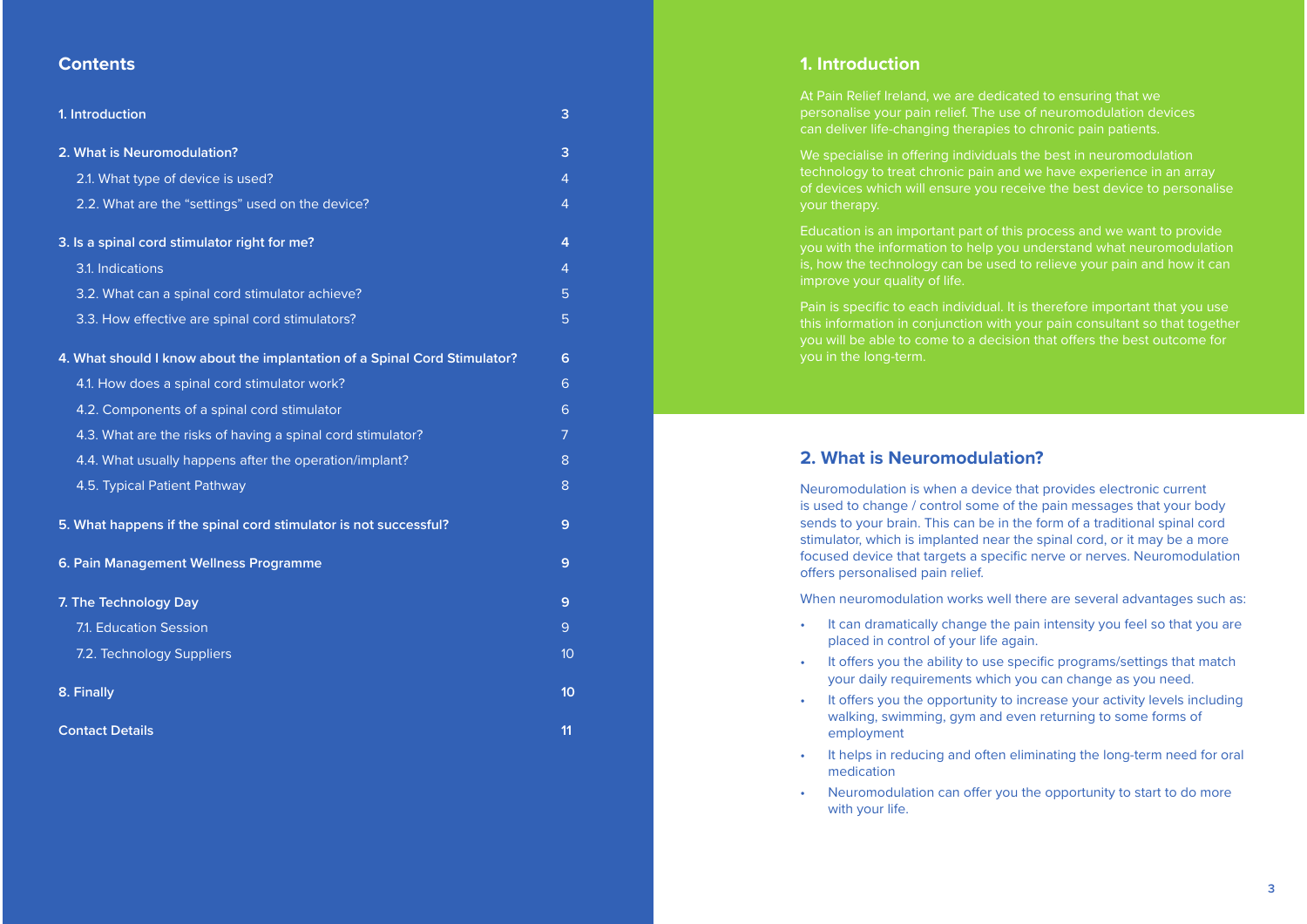## Contents

| | |
|---|---|
| **1. Introduction** | **3** |
| **2. What is Neuromodulation?** | **3** |
| 2.1. What type of device is used? | 4 |
| 2.2. What are the "settings" used on the device? | 4 |
| **3. Is a spinal cord stimulator right for me?** | **4** |
| 3.1. Indications | 4 |
| 3.2. What can a spinal cord stimulator achieve? | 5 |
| 3.3. How effective are spinal cord stimulators? | 5 |
| **4. What should I know about the implantation of a Spinal Cord Stimulator?** | **6** |
| 4.1. How does a spinal cord stimulator work? | 6 |
| 4.2. Components of a spinal cord stimulator | 6 |
| 4.3. What are the risks of having a spinal cord stimulator? | 7 |
| 4.4. What usually happens after the operation/implant? | 8 |
| 4.5. Typical Patient Pathway | 8 |
| **5. What happens if the spinal cord stimulator is not successful?** | **9** |
| **6. Pain Management Wellness Programme** | **9** |
| **7. The Technology Day** | **9** |
| 7.1. Education Session | 9 |
| 7.2. Technology Suppliers | 10 |
| **8. Finally** | **10** |
| **Contact Details** | **11** |

## 1. Introduction

At Pain Relief Ireland, we are dedicated to ensuring that we personalise your pain relief. The use of neuromodulation devices can deliver life-changing therapies to chronic pain patients.

We specialise in offering individuals the best in neuromodulation technology to treat chronic pain and we have experience in an array of devices which will ensure you receive the best device to personalise your therapy.

Education is an important part of this process and we want to provide you with the information to help you understand what neuromodulation is, how the technology can be used to relieve your pain and how it can improve your quality of life.

Pain is specific to each individual. It is therefore important that you use this information in conjunction with your pain consultant so that together you will be able to come to a decision that offers the best outcome for you in the long-term.

## 2. What is Neuromodulation?

Neuromodulation is when a device that provides electronic current is used to change / control some of the pain messages that your body sends to your brain. This can be in the form of a traditional spinal cord stimulator, which is implanted near the spinal cord, or it may be a more focused device that targets a specific nerve or nerves. Neuromodulation offers personalised pain relief.

When neuromodulation works well there are several advantages such as:

- It can dramatically change the pain intensity you feel so that you are placed in control of your life again.
- It offers you the ability to use specific programs/settings that match your daily requirements which you can change as you need.
- It offers you the opportunity to increase your activity levels including walking, swimming, gym and even returning to some forms of employment
- It helps in reducing and often eliminating the long-term need for oral medication
- Neuromodulation can offer you the opportunity to start to do more with your life.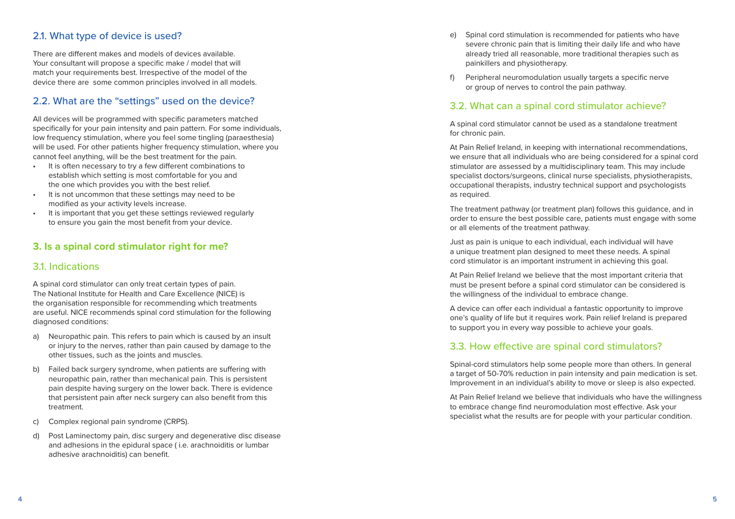## 2.1. What type of device is used?

There are different makes and models of devices available. Your consultant will propose a specific make / model that will match your requirements best. Irrespective of the model of the device there are some common principles involved in all models.

## 2.2. What are the "settings" used on the device?

All devices will be programmed with specific parameters matched specifically for your pain intensity and pain pattern. For some individuals, low frequency stimulation, where you feel some tingling (paraesthesia) will be used. For other patients higher frequency stimulation, where you cannot feel anything, will be the best treatment for the pain.

- It is often necessary to try a few different combinations to establish which setting is most comfortable for you and the one which provides you with the best relief.
- It is not uncommon that these settings may need to be modified as your activity levels increase.
- It is important that you get these settings reviewed regularly to ensure you gain the most benefit from your device.

# 3. Is a spinal cord stimulator right for me?

## 3.1. Indications

A spinal cord stimulator can only treat certain types of pain. The National Institute for Health and Care Excellence (NICE) is the organisation responsible for recommending which treatments are useful. NICE recommends spinal cord stimulation for the following diagnosed conditions:

a) Neuropathic pain. This refers to pain which is caused by an insult or injury to the nerves, rather than pain caused by damage to the other tissues, such as the joints and muscles.

b) Failed back surgery syndrome, when patients are suffering with neuropathic pain, rather than mechanical pain. This is persistent pain despite having surgery on the lower back. There is evidence that persistent pain after neck surgery can also benefit from this treatment.

c) Complex regional pain syndrome (CRPS).

d) Post Laminectomy pain, disc surgery and degenerative disc disease and adhesions in the epidural space ( i.e. arachnoiditis or lumbar adhesive arachnoiditis) can benefit.

e) Spinal cord stimulation is recommended for patients who have severe chronic pain that is limiting their daily life and who have already tried all reasonable, more traditional therapies such as painkillers and physiotherapy.

f) Peripheral neuromodulation usually targets a specific nerve or group of nerves to control the pain pathway.

## 3.2. What can a spinal cord stimulator achieve?

A spinal cord stimulator cannot be used as a standalone treatment for chronic pain.

At Pain Relief Ireland, in keeping with international recommendations, we ensure that all individuals who are being considered for a spinal cord stimulator are assessed by a multidisciplinary team. This may include specialist doctors/surgeons, clinical nurse specialists, physiotherapists, occupational therapists, industry technical support and psychologists as required.

The treatment pathway (or treatment plan) follows this guidance, and in order to ensure the best possible care, patients must engage with some or all elements of the treatment pathway.

Just as pain is unique to each individual, each individual will have a unique treatment plan designed to meet these needs. A spinal cord stimulator is an important instrument in achieving this goal.

At Pain Relief Ireland we believe that the most important criteria that must be present before a spinal cord stimulator can be considered is the willingness of the individual to embrace change.

A device can offer each individual a fantastic opportunity to improve one's quality of life but it requires work. Pain relief Ireland is prepared to support you in every way possible to achieve your goals.

## 3.3. How effective are spinal cord stimulators?

Spinal-cord stimulators help some people more than others. In general a target of 50-70% reduction in pain intensity and pain medication is set. Improvement in an individual's ability to move or sleep is also expected.

At Pain Relief Ireland we believe that individuals who have the willingness to embrace change find neuromodulation most effective. Ask your specialist what the results are for people with your particular condition.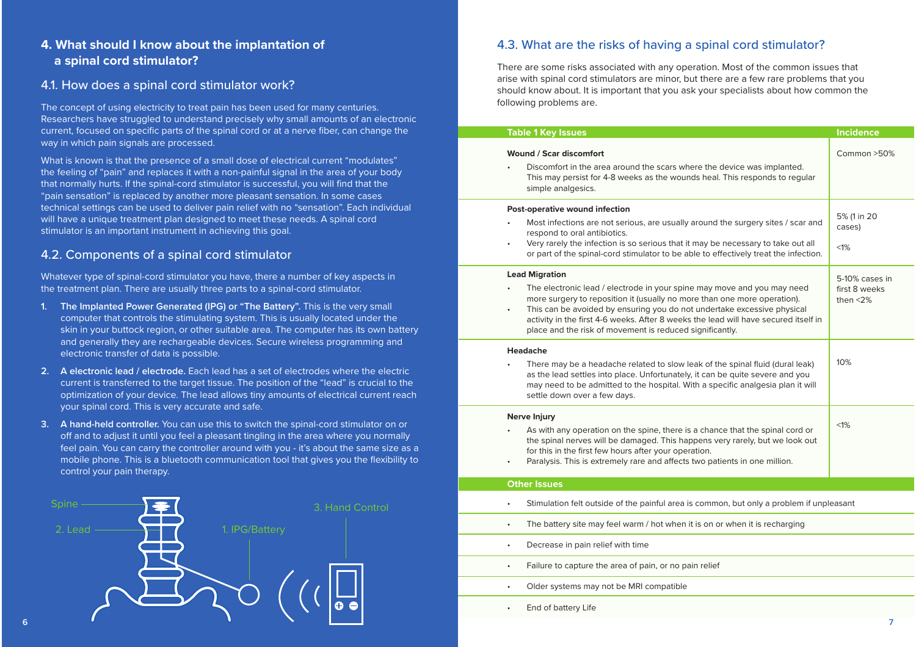## 4. What should I know about the implantation of a spinal cord stimulator?

### 4.1. How does a spinal cord stimulator work?

The concept of using electricity to treat pain has been used for many centuries. Researchers have struggled to understand precisely why small amounts of an electronic current, focused on specific parts of the spinal cord or at a nerve fiber, can change the way in which pain signals are processed.

What is known is that the presence of a small dose of electrical current "modulates" the feeling of "pain" and replaces it with a non-painful signal in the area of your body that normally hurts. If the spinal-cord stimulator is successful, you will find that the "pain sensation" is replaced by another more pleasant sensation. In some cases technical settings can be used to deliver pain relief with no "sensation". Each individual will have a unique treatment plan designed to meet these needs. A spinal cord stimulator is an important instrument in achieving this goal.

### 4.2. Components of a spinal cord stimulator

Whatever type of spinal-cord stimulator you have, there a number of key aspects in the treatment plan. There are usually three parts to a spinal-cord stimulator.

1. **The Implanted Power Generated (IPG) or "The Battery".** This is the very small computer that controls the stimulating system. This is usually located under the skin in your buttock region, or other suitable area. The computer has its own battery and generally they are rechargeable devices. Secure wireless programming and electronic transfer of data is possible.
2. **A electronic lead / electrode.** Each lead has a set of electrodes where the electric current is transferred to the target tissue. The position of the "lead" is crucial to the optimization of your device. The lead allows tiny amounts of electrical current reach your spinal cord. This is very accurate and safe.
3. **A hand-held controller.** You can use this to switch the spinal-cord stimulator on or off and to adjust it until you feel a pleasant tingling in the area where you normally feel pain. You can carry the controller around with you - it's about the same size as a mobile phone. This is a bluetooth communication tool that gives you the flexibility to control your pain therapy.

Spine
2. Lead
1. IPG/Battery
3. Hand Control

### 4.3. What are the risks of having a spinal cord stimulator?

There are some risks associated with any operation. Most of the common issues that arise with spinal cord stimulators are minor, but there are a few rare problems that you should know about. It is important that you ask your specialists about how common the following problems are.

| Table 1 Key Issues | Incidence |
|---|---|
| **Wound / Scar discomfort**<br>• Discomfort in the area around the scars where the device was implanted. This may persist for 4-8 weeks as the wounds heal. This responds to regular simple analgesics. | Common >50% |
| **Post-operative wound infection**<br>• Most infections are not serious, are usually around the surgery sites / scar and respond to oral antibiotics.<br>• Very rarely the infection is so serious that it may be necessary to take out all or part of the spinal-cord stimulator to be able to effectively treat the infection. | 5% (1 in 20 cases)<br><br><1% |
| **Lead Migration**<br>• The electronic lead / electrode in your spine may move and you may need more surgery to reposition it (usually no more than one more operation).<br>• This can be avoided by ensuring you do not undertake excessive physical activity in the first 4-6 weeks. After 8 weeks the lead will have secured itself in place and the risk of movement is reduced significantly. | 5-10% cases in first 8 weeks then <2% |
| **Headache**<br>• There may be a headache related to slow leak of the spinal fluid (dural leak) as the lead settles into place. Unfortunately, it can be quite severe and you may need to be admitted to the hospital. With a specific analgesia plan it will settle down over a few days. | 10% |
| **Nerve Injury**<br>• As with any operation on the spine, there is a chance that the spinal cord or the spinal nerves will be damaged. This happens very rarely, but we look out for this in the first few hours after your operation.<br>• Paralysis. This is extremely rare and affects two patients in one million. | <1% |
| **Other Issues** | |
| • Stimulation felt outside of the painful area is common, but only a problem if unpleasant | |
| • The battery site may feel warm / hot when it is on or when it is recharging | |
| • Decrease in pain relief with time | |
| • Failure to capture the area of pain, or no pain relief | |
| • Older systems may not be MRI compatible | |
| • End of battery Life | |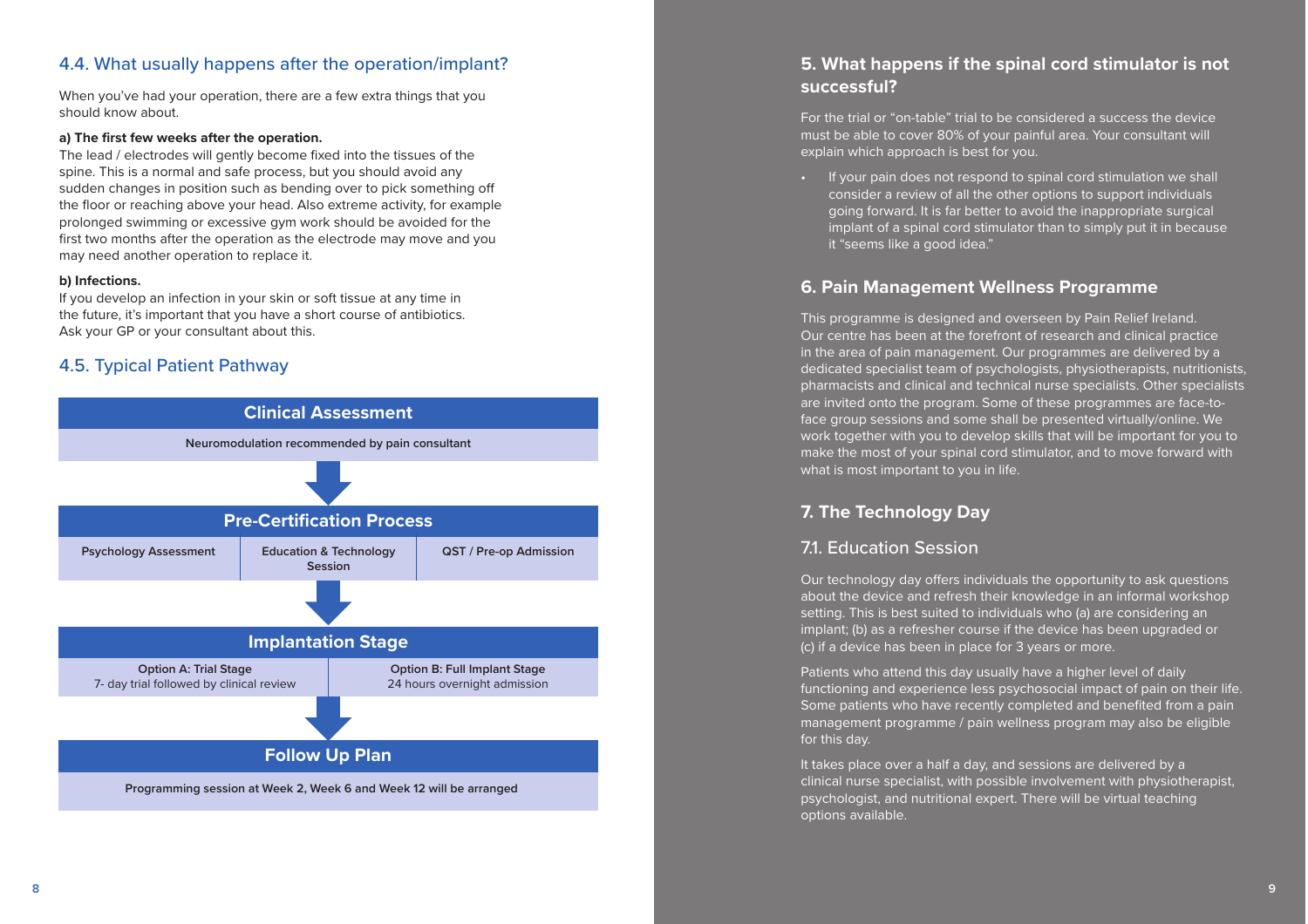## 4.4. What usually happens after the operation/implant?

When you've had your operation, there are a few extra things that you should know about.

**a) The first few weeks after the operation.**

The lead / electrodes will gently become fixed into the tissues of the spine. This is a normal and safe process, but you should avoid any sudden changes in position such as bending over to pick something off the floor or reaching above your head. Also extreme activity, for example prolonged swimming or excessive gym work should be avoided for the first two months after the operation as the electrode may move and you may need another operation to replace it.

**b) Infections.**

If you develop an infection in your skin or soft tissue at any time in the future, it's important that you have a short course of antibiotics. Ask your GP or your consultant about this.

## 4.5. Typical Patient Pathway

**Clinical Assessment**

Neuromodulation recommended by pain consultant

↓

**Pre-Certification Process**

| Psychology Assessment | Education & Technology Session | QST / Pre-op Admission |
|---|---|---|

↓

**Implantation Stage**

| Option A: Trial Stage<br>7- day trial followed by clinical review | Option B: Full Implant Stage<br>24 hours overnight admission |
|---|---|

↓

**Follow Up Plan**

Programming session at Week 2, Week 6 and Week 12 will be arranged

## 5. What happens if the spinal cord stimulator is not successful?

For the trial or "on-table" trial to be considered a success the device must be able to cover 80% of your painful area. Your consultant will explain which approach is best for you.

- If your pain does not respond to spinal cord stimulation we shall consider a review of all the other options to support individuals going forward. It is far better to avoid the inappropriate surgical implant of a spinal cord stimulator than to simply put it in because it "seems like a good idea."

## 6. Pain Management Wellness Programme

This programme is designed and overseen by Pain Relief Ireland. Our centre has been at the forefront of research and clinical practice in the area of pain management. Our programmes are delivered by a dedicated specialist team of psychologists, physiotherapists, nutritionists, pharmacists and clinical and technical nurse specialists. Other specialists are invited onto the program. Some of these programmes are face-to-face group sessions and some shall be presented virtually/online. We work together with you to develop skills that will be important for you to make the most of your spinal cord stimulator, and to move forward with what is most important to you in life.

## 7. The Technology Day

### 7.1. Education Session

Our technology day offers individuals the opportunity to ask questions about the device and refresh their knowledge in an informal workshop setting. This is best suited to individuals who (a) are considering an implant; (b) as a refresher course if the device has been upgraded or (c) if a device has been in place for 3 years or more.

Patients who attend this day usually have a higher level of daily functioning and experience less psychosocial impact of pain on their life. Some patients who have recently completed and benefited from a pain management programme / pain wellness program may also be eligible for this day.

It takes place over a half a day, and sessions are delivered by a clinical nurse specialist, with possible involvement with physiotherapist, psychologist, and nutritional expert. There will be virtual teaching options available.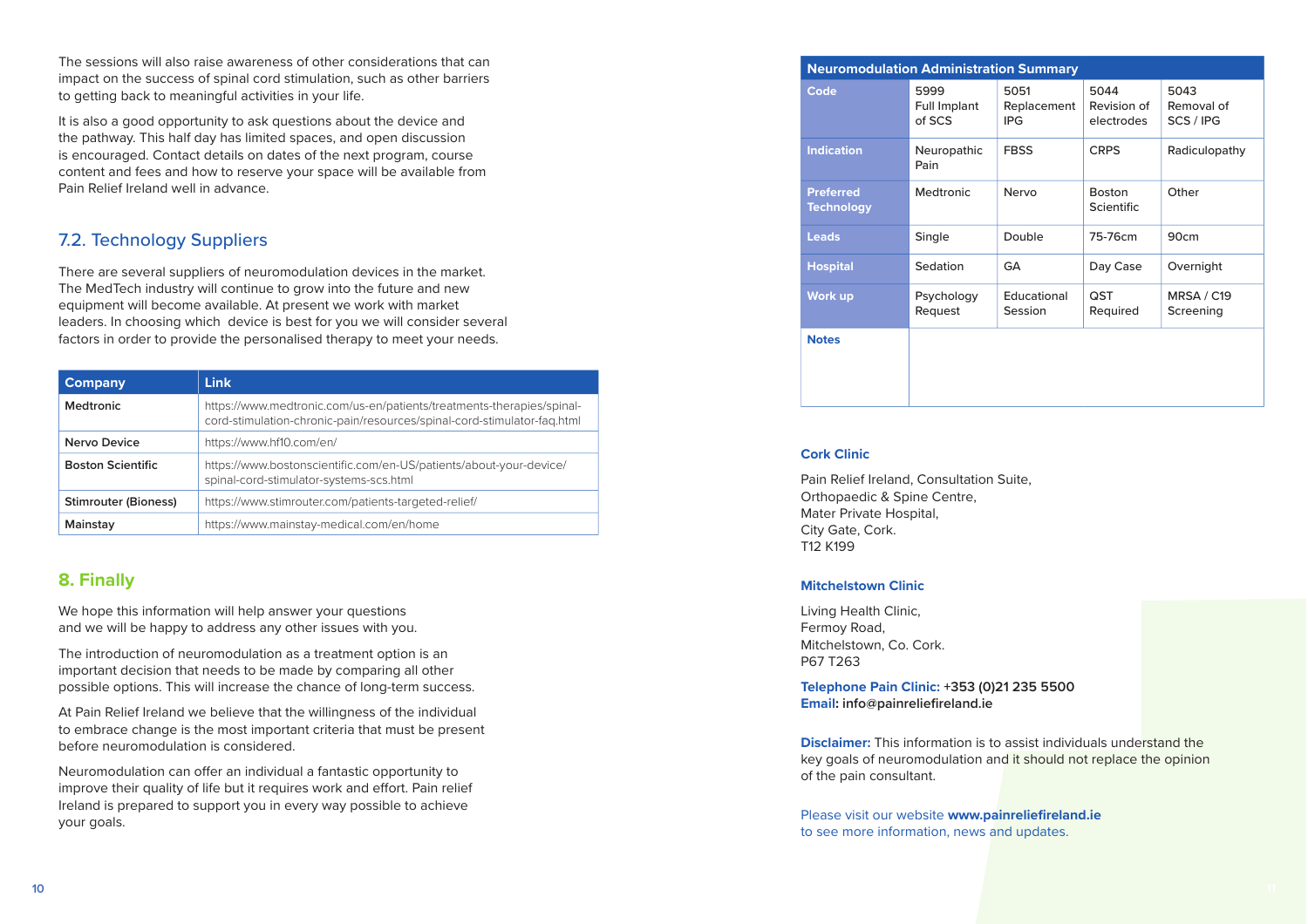The sessions will also raise awareness of other considerations that can impact on the success of spinal cord stimulation, such as other barriers to getting back to meaningful activities in your life.

It is also a good opportunity to ask questions about the device and the pathway. This half day has limited spaces, and open discussion is encouraged. Contact details on dates of the next program, course content and fees and how to reserve your space will be available from Pain Relief Ireland well in advance.

## 7.2. Technology Suppliers

There are several suppliers of neuromodulation devices in the market. The MedTech industry will continue to grow into the future and new equipment will become available. At present we work with market leaders. In choosing which device is best for you we will consider several factors in order to provide the personalised therapy to meet your needs.

| Company | Link |
|---|---|
| Medtronic | https://www.medtronic.com/us-en/patients/treatments-therapies/spinal-cord-stimulation-chronic-pain/resources/spinal-cord-stimulator-faq.html |
| Nervo Device | https://www.hf10.com/en/ |
| Boston Scientific | https://www.bostonscientific.com/en-US/patients/about-your-device/spinal-cord-stimulator-systems-scs.html |
| Stimrouter (Bioness) | https://www.stimrouter.com/patients-targeted-relief/ |
| Mainstay | https://www.mainstay-medical.com/en/home |

## 8. Finally

We hope this information will help answer your questions and we will be happy to address any other issues with you.

The introduction of neuromodulation as a treatment option is an important decision that needs to be made by comparing all other possible options. This will increase the chance of long-term success.

At Pain Relief Ireland we believe that the willingness of the individual to embrace change is the most important criteria that must be present before neuromodulation is considered.

Neuromodulation can offer an individual a fantastic opportunity to improve their quality of life but it requires work and effort. Pain relief Ireland is prepared to support you in every way possible to achieve your goals.

| Neuromodulation Administration Summary | | | | |
|---|---|---|---|---|
| **Code** | 5999 Full Implant of SCS | 5051 Replacement IPG | 5044 Revision of electrodes | 5043 Removal of SCS / IPG |
| **Indication** | Neuropathic Pain | FBSS | CRPS | Radiculopathy |
| **Preferred Technology** | Medtronic | Nervo | Boston Scientific | Other |
| **Leads** | Single | Double | 75-76cm | 90cm |
| **Hospital** | Sedation | GA | Day Case | Overnight |
| **Work up** | Psychology Request | Educational Session | QST Required | MRSA / C19 Screening |
| **Notes** | | | | |

### Cork Clinic

Pain Relief Ireland, Consultation Suite,
Orthopaedic & Spine Centre,
Mater Private Hospital,
City Gate, Cork.
T12 K199

### Mitchelstown Clinic

Living Health Clinic,
Fermoy Road,
Mitchelstown, Co. Cork.
P67 T263

**Telephone Pain Clinic:** +353 (0)21 235 5500
**Email:** info@painreliefireland.ie

**Disclaimer:** This information is to assist individuals understand the key goals of neuromodulation and it should not replace the opinion of the pain consultant.

Please visit our website **www.painreliefireland.ie** to see more information, news and updates.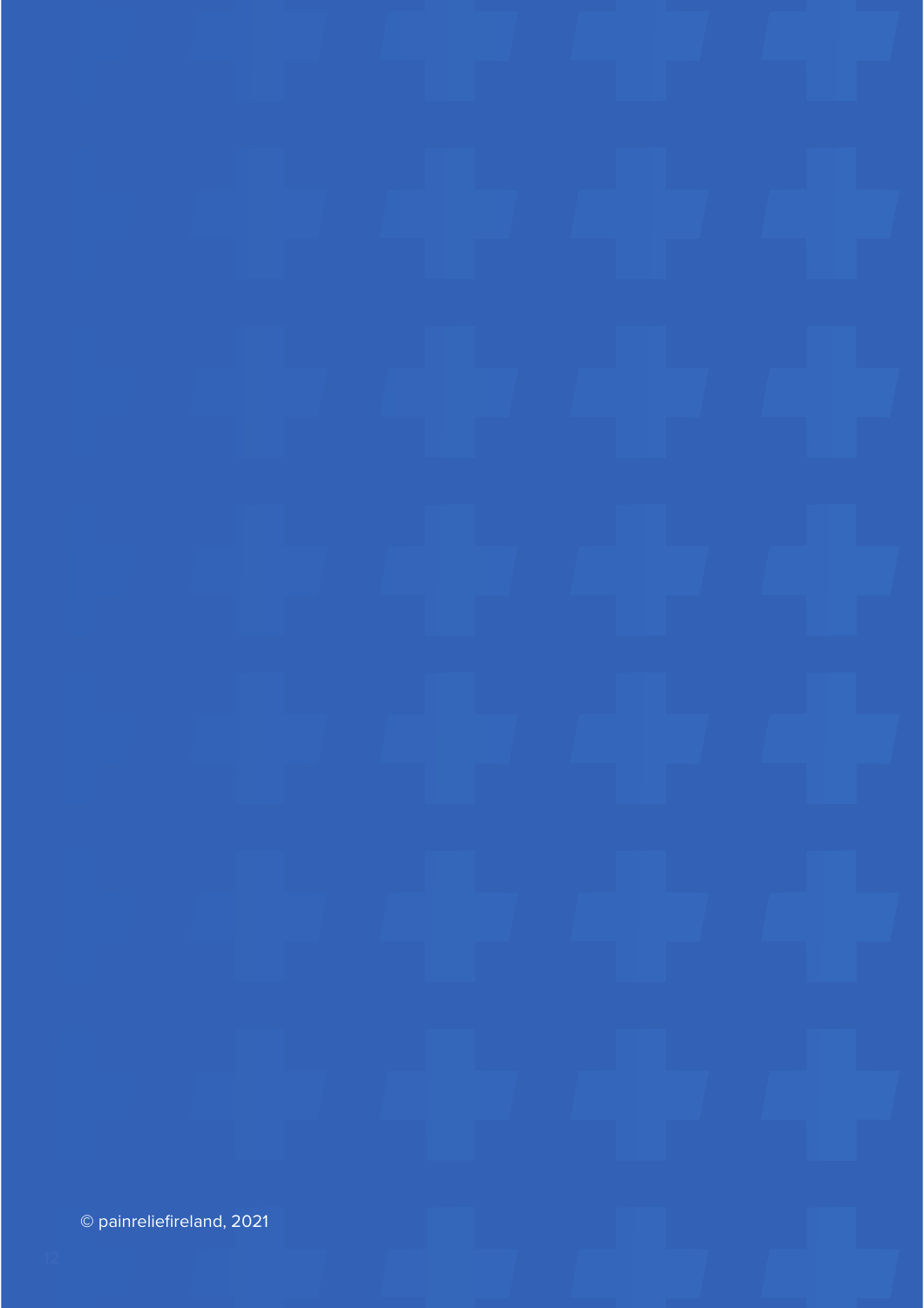© painreliefireland, 2021